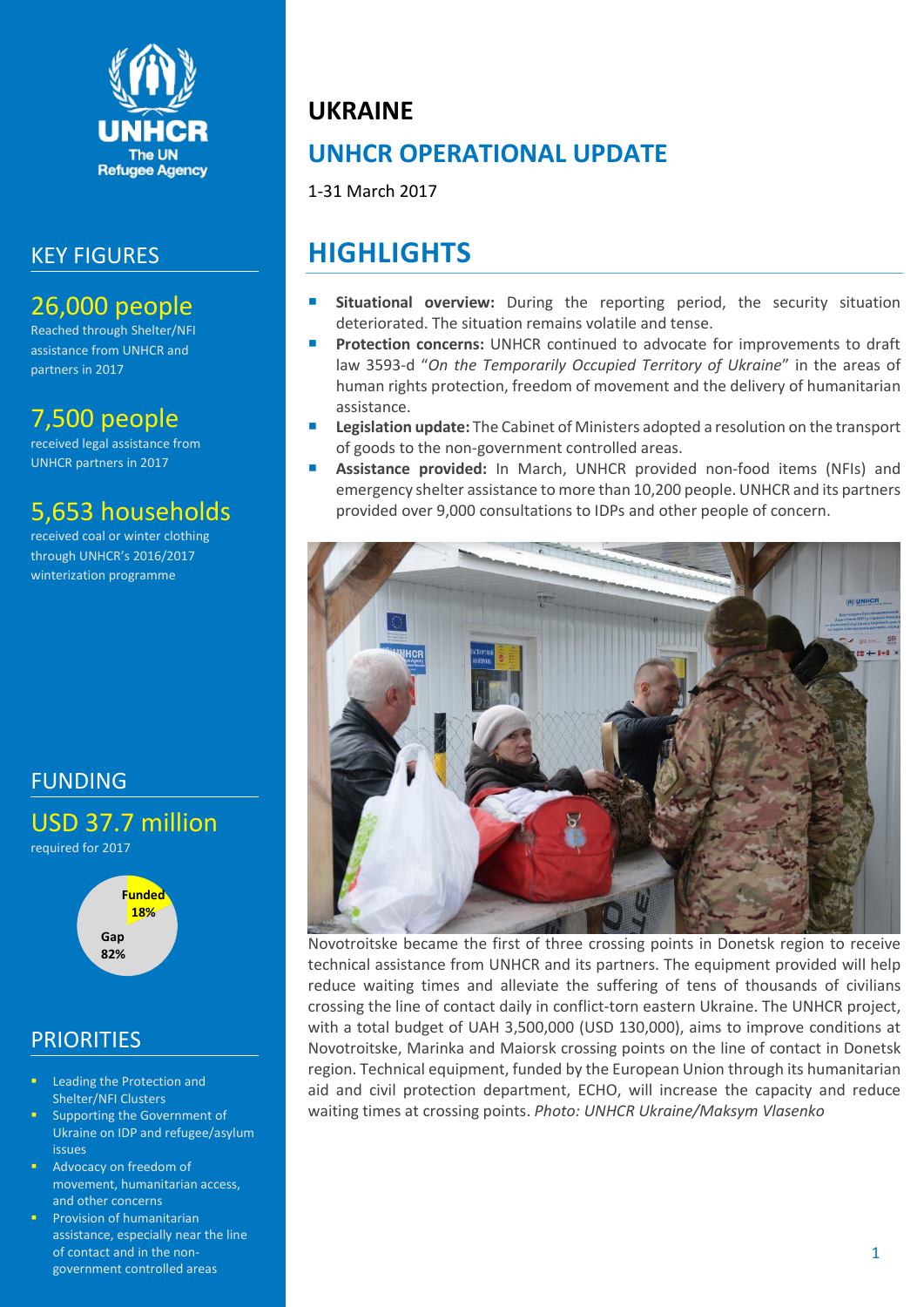# UKRAINE

## UNHCR OPERATIONAL UPDATE

1-31 March 2017

## HIGHLIGHTS

- **Situational overview:** During the reporting period, the security situation deteriorated. The situation remains volatile and tense.
- **Protection concerns:** UNHCR continued to advocate for improvements to draft law 3593-d "*On the Temporarily Occupied Territory of Ukraine*" in the areas of human rights protection, freedom of movement and the delivery of humanitarian assistance.
- **Legislation update:** The Cabinet of Ministers adopted a resolution on the transport of goods to the non-government controlled areas.
- **Assistance provided:** In March, UNHCR provided non-food items (NFIs) and emergency shelter assistance to more than 10,200 people. UNHCR and its partners provided over 9,000 consultations to IDPs and other people of concern.

Novotroitske became the first of three crossing points in Donetsk region to receive technical assistance from UNHCR and its partners. The equipment provided will help reduce waiting times and alleviate the suffering of tens of thousands of civilians crossing the line of contact daily in conflict-torn eastern Ukraine. The UNHCR project, with a total budget of UAH 3,500,000 (USD 130,000), aims to improve conditions at Novotroitske, Marinka and Maiorsk crossing points on the line of contact in Donetsk region. Technical equipment, funded by the European Union through its humanitarian aid and civil protection department, ECHO, will increase the capacity and reduce waiting times at crossing points. *Photo: UNHCR Ukraine/Maksym Vlasenko*

## KEY FIGURES

**26,000 people**
Reached through Shelter/NFI assistance from UNHCR and partners in 2017

**7,500 people**
received legal assistance from UNHCR partners in 2017

**5,653 households**
received coal or winter clothing through UNHCR's 2016/2017 winterization programme

## FUNDING

**USD 37.7 million**
required for 2017

Funded 18%
Gap 82%

## PRIORITIES

- Leading the Protection and Shelter/NFI Clusters
- Supporting the Government of Ukraine on IDP and refugee/asylum issues
- Advocacy on freedom of movement, humanitarian access, and other concerns
- Provision of humanitarian assistance, especially near the line of contact and in the non-government controlled areas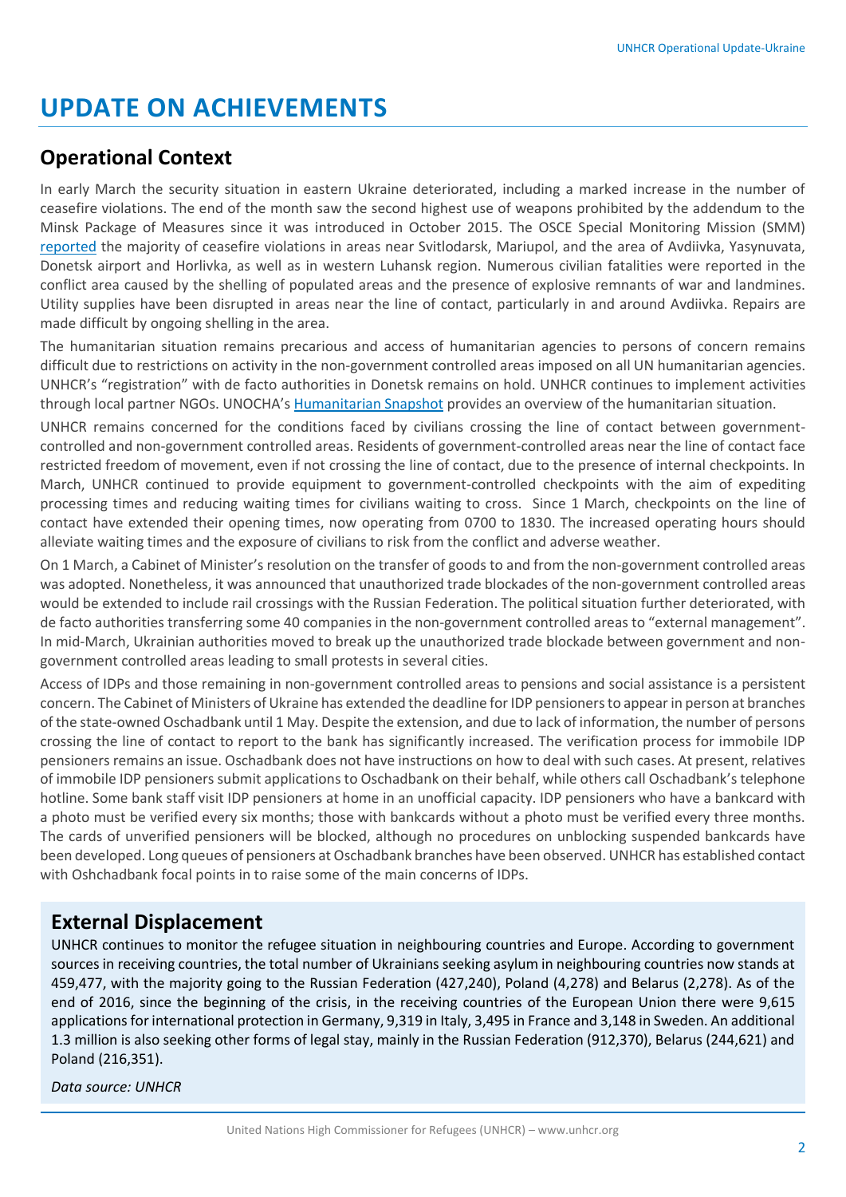# UPDATE ON ACHIEVEMENTS

## Operational Context

In early March the security situation in eastern Ukraine deteriorated, including a marked increase in the number of ceasefire violations. The end of the month saw the second highest use of weapons prohibited by the addendum to the Minsk Package of Measures since it was introduced in October 2015. The OSCE Special Monitoring Mission (SMM) reported the majority of ceasefire violations in areas near Svitlodarsk, Mariupol, and the area of Avdiivka, Yasynuvata, Donetsk airport and Horlivka, as well as in western Luhansk region. Numerous civilian fatalities were reported in the conflict area caused by the shelling of populated areas and the presence of explosive remnants of war and landmines. Utility supplies have been disrupted in areas near the line of contact, particularly in and around Avdiivka. Repairs are made difficult by ongoing shelling in the area.

The humanitarian situation remains precarious and access of humanitarian agencies to persons of concern remains difficult due to restrictions on activity in the non-government controlled areas imposed on all UN humanitarian agencies. UNHCR's "registration" with de facto authorities in Donetsk remains on hold. UNHCR continues to implement activities through local partner NGOs. UNOCHA's Humanitarian Snapshot provides an overview of the humanitarian situation.

UNHCR remains concerned for the conditions faced by civilians crossing the line of contact between government-controlled and non-government controlled areas. Residents of government-controlled areas near the line of contact face restricted freedom of movement, even if not crossing the line of contact, due to the presence of internal checkpoints. In March, UNHCR continued to provide equipment to government-controlled checkpoints with the aim of expediting processing times and reducing waiting times for civilians waiting to cross. Since 1 March, checkpoints on the line of contact have extended their opening times, now operating from 0700 to 1830. The increased operating hours should alleviate waiting times and the exposure of civilians to risk from the conflict and adverse weather.

On 1 March, a Cabinet of Minister's resolution on the transfer of goods to and from the non-government controlled areas was adopted. Nonetheless, it was announced that unauthorized trade blockades of the non-government controlled areas would be extended to include rail crossings with the Russian Federation. The political situation further deteriorated, with de facto authorities transferring some 40 companies in the non-government controlled areas to "external management". In mid-March, Ukrainian authorities moved to break up the unauthorized trade blockade between government and non-government controlled areas leading to small protests in several cities.

Access of IDPs and those remaining in non-government controlled areas to pensions and social assistance is a persistent concern. The Cabinet of Ministers of Ukraine has extended the deadline for IDP pensioners to appear in person at branches of the state-owned Oschadbank until 1 May. Despite the extension, and due to lack of information, the number of persons crossing the line of contact to report to the bank has significantly increased. The verification process for immobile IDP pensioners remains an issue. Oschadbank does not have instructions on how to deal with such cases. At present, relatives of immobile IDP pensioners submit applications to Oschadbank on their behalf, while others call Oschadbank's telephone hotline. Some bank staff visit IDP pensioners at home in an unofficial capacity. IDP pensioners who have a bankcard with a photo must be verified every six months; those with bankcards without a photo must be verified every three months. The cards of unverified pensioners will be blocked, although no procedures on unblocking suspended bankcards have been developed. Long queues of pensioners at Oschadbank branches have been observed. UNHCR has established contact with Oshchadbank focal points in to raise some of the main concerns of IDPs.

## External Displacement

UNHCR continues to monitor the refugee situation in neighbouring countries and Europe. According to government sources in receiving countries, the total number of Ukrainians seeking asylum in neighbouring countries now stands at 459,477, with the majority going to the Russian Federation (427,240), Poland (4,278) and Belarus (2,278). As of the end of 2016, since the beginning of the crisis, in the receiving countries of the European Union there were 9,615 applications for international protection in Germany, 9,319 in Italy, 3,495 in France and 3,148 in Sweden. An additional 1.3 million is also seeking other forms of legal stay, mainly in the Russian Federation (912,370), Belarus (244,621) and Poland (216,351).

*Data source: UNHCR*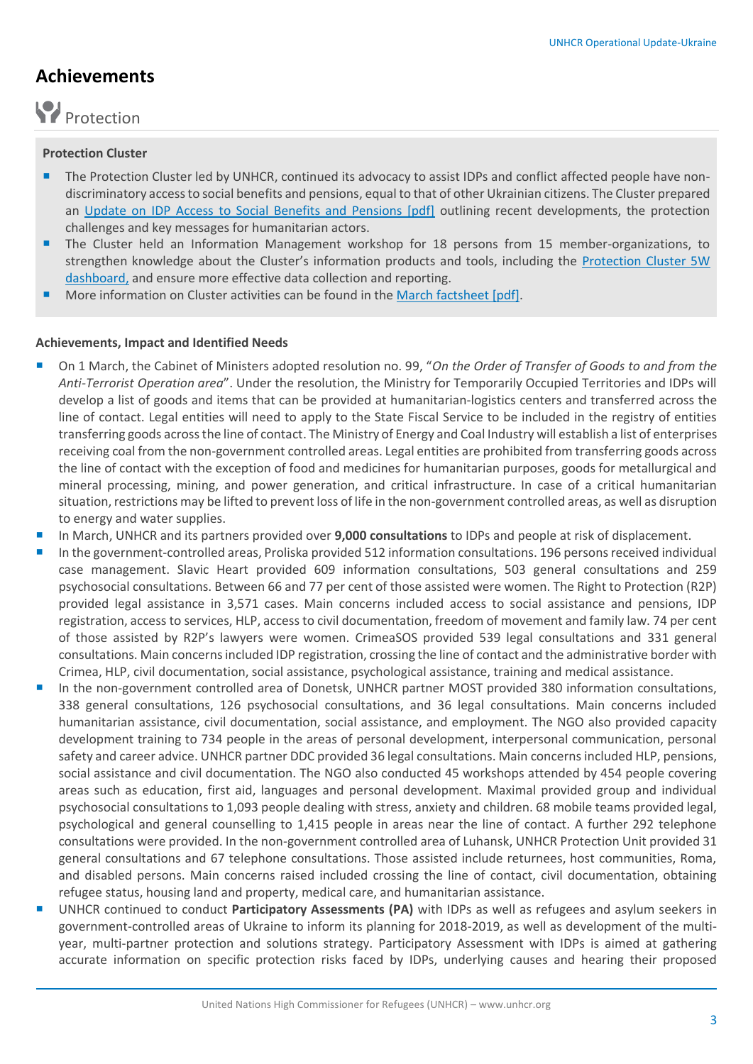# Achievements

## Protection

**Protection Cluster**

- The Protection Cluster led by UNHCR, continued its advocacy to assist IDPs and conflict affected people have non-discriminatory access to social benefits and pensions, equal to that of other Ukrainian citizens. The Cluster prepared an [Update on IDP Access to Social Benefits and Pensions [pdf]] outlining recent developments, the protection challenges and key messages for humanitarian actors.
- The Cluster held an Information Management workshop for 18 persons from 15 member-organizations, to strengthen knowledge about the Cluster's information products and tools, including the [Protection Cluster 5W dashboard], and ensure more effective data collection and reporting.
- More information on Cluster activities can be found in the [March factsheet [pdf]].

**Achievements, Impact and Identified Needs**

- On 1 March, the Cabinet of Ministers adopted resolution no. 99, "*On the Order of Transfer of Goods to and from the Anti-Terrorist Operation area*". Under the resolution, the Ministry for Temporarily Occupied Territories and IDPs will develop a list of goods and items that can be provided at humanitarian-logistics centers and transferred across the line of contact. Legal entities will need to apply to the State Fiscal Service to be included in the registry of entities transferring goods across the line of contact. The Ministry of Energy and Coal Industry will establish a list of enterprises receiving coal from the non-government controlled areas. Legal entities are prohibited from transferring goods across the line of contact with the exception of food and medicines for humanitarian purposes, goods for metallurgical and mineral processing, mining, and power generation, and critical infrastructure. In case of a critical humanitarian situation, restrictions may be lifted to prevent loss of life in the non-government controlled areas, as well as disruption to energy and water supplies.
- In March, UNHCR and its partners provided over **9,000 consultations** to IDPs and people at risk of displacement.
- In the government-controlled areas, Proliska provided 512 information consultations. 196 persons received individual case management. Slavic Heart provided 609 information consultations, 503 general consultations and 259 psychosocial consultations. Between 66 and 77 per cent of those assisted were women. The Right to Protection (R2P) provided legal assistance in 3,571 cases. Main concerns included access to social assistance and pensions, IDP registration, access to services, HLP, access to civil documentation, freedom of movement and family law. 74 per cent of those assisted by R2P's lawyers were women. CrimeaSOS provided 539 legal consultations and 331 general consultations. Main concerns included IDP registration, crossing the line of contact and the administrative border with Crimea, HLP, civil documentation, social assistance, psychological assistance, training and medical assistance.
- In the non-government controlled area of Donetsk, UNHCR partner MOST provided 380 information consultations, 338 general consultations, 126 psychosocial consultations, and 36 legal consultations. Main concerns included humanitarian assistance, civil documentation, social assistance, and employment. The NGO also provided capacity development training to 734 people in the areas of personal development, interpersonal communication, personal safety and career advice. UNHCR partner DDC provided 36 legal consultations. Main concerns included HLP, pensions, social assistance and civil documentation. The NGO also conducted 45 workshops attended by 454 people covering areas such as education, first aid, languages and personal development. Maximal provided group and individual psychosocial consultations to 1,093 people dealing with stress, anxiety and children. 68 mobile teams provided legal, psychological and general counselling to 1,415 people in areas near the line of contact. A further 292 telephone consultations were provided. In the non-government controlled area of Luhansk, UNHCR Protection Unit provided 31 general consultations and 67 telephone consultations. Those assisted include returnees, host communities, Roma, and disabled persons. Main concerns raised included crossing the line of contact, civil documentation, obtaining refugee status, housing land and property, medical care, and humanitarian assistance.
- UNHCR continued to conduct **Participatory Assessments (PA)** with IDPs as well as refugees and asylum seekers in government-controlled areas of Ukraine to inform its planning for 2018-2019, as well as development of the multi-year, multi-partner protection and solutions strategy. Participatory Assessment with IDPs is aimed at gathering accurate information on specific protection risks faced by IDPs, underlying causes and hearing their proposed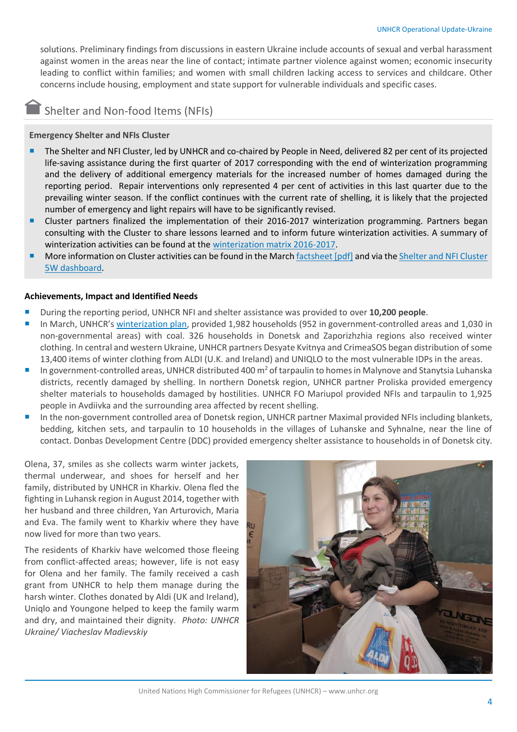solutions. Preliminary findings from discussions in eastern Ukraine include accounts of sexual and verbal harassment against women in the areas near the line of contact; intimate partner violence against women; economic insecurity leading to conflict within families; and women with small children lacking access to services and childcare. Other concerns include housing, employment and state support for vulnerable individuals and specific cases.

## Shelter and Non-food Items (NFIs)

### Emergency Shelter and NFIs Cluster

- The Shelter and NFI Cluster, led by UNHCR and co-chaired by People in Need, delivered 82 per cent of its projected life-saving assistance during the first quarter of 2017 corresponding with the end of winterization programming and the delivery of additional emergency materials for the increased number of homes damaged during the reporting period. Repair interventions only represented 4 per cent of activities in this last quarter due to the prevailing winter season. If the conflict continues with the current rate of shelling, it is likely that the projected number of emergency and light repairs will have to be significantly revised.
- Cluster partners finalized the implementation of their 2016-2017 winterization programming. Partners began consulting with the Cluster to share lessons learned and to inform future winterization activities. A summary of winterization activities can be found at the winterization matrix 2016-2017.
- More information on Cluster activities can be found in the March factsheet [pdf] and via the Shelter and NFI Cluster 5W dashboard.

### Achievements, Impact and Identified Needs

- During the reporting period, UNHCR NFI and shelter assistance was provided to over **10,200 people**.
- In March, UNHCR's winterization plan, provided 1,982 households (952 in government-controlled areas and 1,030 in non-governmental areas) with coal. 326 households in Donetsk and Zaporizhzhia regions also received winter clothing. In central and western Ukraine, UNHCR partners Desyate Kvitnya and CrimeaSOS began distribution of some 13,400 items of winter clothing from ALDI (U.K. and Ireland) and UNIQLO to the most vulnerable IDPs in the areas.
- In government-controlled areas, UNHCR distributed 400 $m^2$ of tarpaulin to homes in Malynove and Stanytsia Luhanska districts, recently damaged by shelling. In northern Donetsk region, UNHCR partner Proliska provided emergency shelter materials to households damaged by hostilities. UNHCR FO Mariupol provided NFIs and tarpaulin to 1,925 people in Avdiivka and the surrounding area affected by recent shelling.
- In the non-government controlled area of Donetsk region, UNHCR partner Maximal provided NFIs including blankets, bedding, kitchen sets, and tarpaulin to 10 households in the villages of Luhanske and Syhnalne, near the line of contact. Donbas Development Centre (DDC) provided emergency shelter assistance to households in of Donetsk city.

Olena, 37, smiles as she collects warm winter jackets, thermal underwear, and shoes for herself and her family, distributed by UNHCR in Kharkiv. Olena fled the fighting in Luhansk region in August 2014, together with her husband and three children, Yan Arturovich, Maria and Eva. The family went to Kharkiv where they have now lived for more than two years.

The residents of Kharkiv have welcomed those fleeing from conflict-affected areas; however, life is not easy for Olena and her family. The family received a cash grant from UNHCR to help them manage during the harsh winter. Clothes donated by Aldi (UK and Ireland), Uniqlo and Youngone helped to keep the family warm and dry, and maintained their dignity. *Photo: UNHCR Ukraine/ Viacheslav Madievskiy*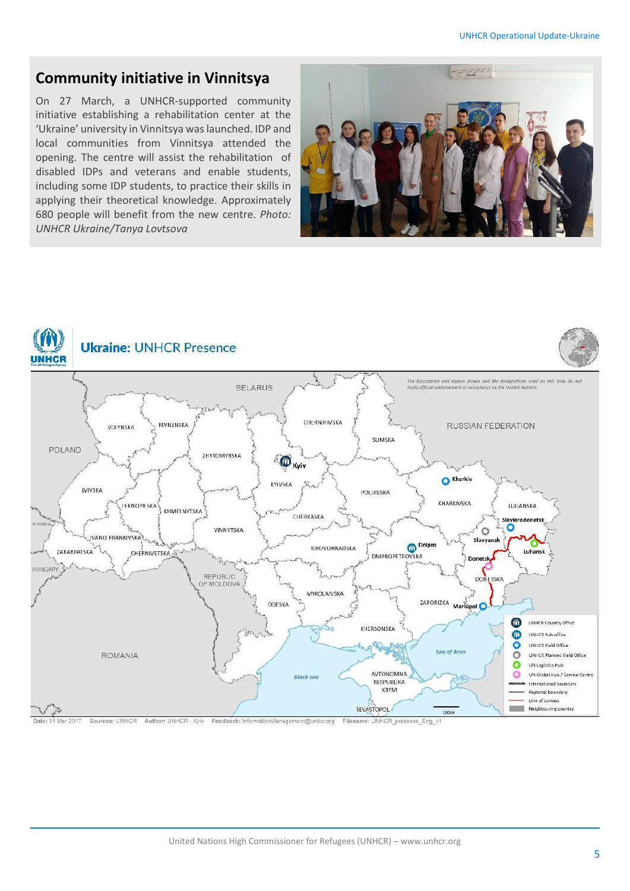## Community initiative in Vinnitsya

On 27 March, a UNHCR-supported community initiative establishing a rehabilitation center at the 'Ukraine' university in Vinnitsya was launched. IDP and local communities from Vinnitsya attended the opening. The centre will assist the rehabilitation of disabled IDPs and veterans and enable students, including some IDP students, to practice their skills in applying their theoretical knowledge. Approximately 680 people will benefit from the new centre. *Photo: UNHCR Ukraine/Tanya Lovtsova*

## Ukraine: UNHCR Presence

*The boundaries and names shown and the designations used on this map do not imply official endorsement or acceptance by the United Nations.*

Date: 31 Mar 2017 Sources: UNHCR Author: UNHCR - Kyiv Feedback: InformationManagement@unhcr.org Filename: UNHCR_presence_Eng_v1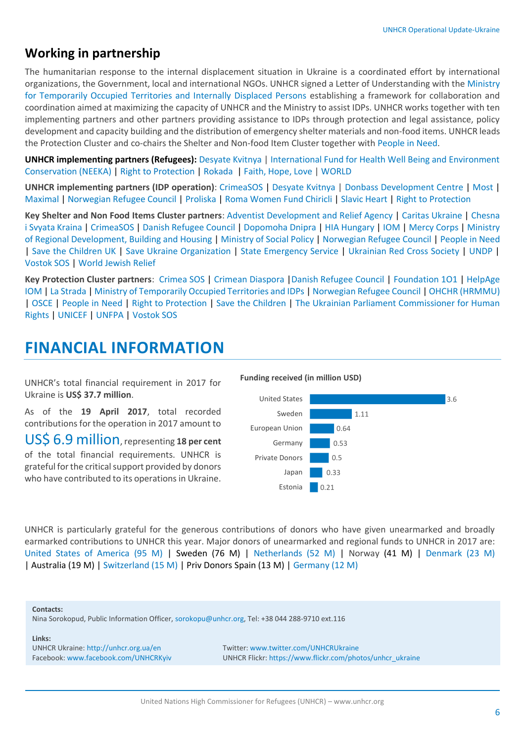## Working in partnership

The humanitarian response to the internal displacement situation in Ukraine is a coordinated effort by international organizations, the Government, local and international NGOs. UNHCR signed a Letter of Understanding with the Ministry for Temporarily Occupied Territories and Internally Displaced Persons establishing a framework for collaboration and coordination aimed at maximizing the capacity of UNHCR and the Ministry to assist IDPs. UNHCR works together with ten implementing partners and other partners providing assistance to IDPs through protection and legal assistance, policy development and capacity building and the distribution of emergency shelter materials and non-food items. UNHCR leads the Protection Cluster and co-chairs the Shelter and Non-food Item Cluster together with People in Need.

**UNHCR implementing partners (Refugees):** Desyate Kvitnya | International Fund for Health Well Being and Environment Conservation (NEEKA) | Right to Protection | Rokada | Faith, Hope, Love | WORLD

**UNHCR implementing partners (IDP operation)**: CrimeaSOS | Desyate Kvitnya | Donbass Development Centre | Most | Maximal | Norwegian Refugee Council | Proliska | Roma Women Fund Chiricli | Slavic Heart | Right to Protection

**Key Shelter and Non Food Items Cluster partners**: Adventist Development and Relief Agency | Caritas Ukraine | Chesna i Svyata Kraina | CrimeaSOS | Danish Refugee Council | Dopomoha Dnipra | HIA Hungary | IOM | Mercy Corps | Ministry of Regional Development, Building and Housing | Ministry of Social Policy | Norwegian Refugee Council | People in Need | Save the Children UK | Save Ukraine Organization | State Emergency Service | Ukrainian Red Cross Society | UNDP | Vostok SOS | World Jewish Relief

**Key Protection Cluster partners**: Crimea SOS | Crimean Diaspora | Danish Refugee Council | Foundation 1O1 | HelpAge IOM | La Strada | Ministry of Temporarily Occupied Territories and IDPs | Norwegian Refugee Council | OHCHR (HRMMU) | OSCE | People in Need | Right to Protection | Save the Children | The Ukrainian Parliament Commissioner for Human Rights | UNICEF | UNFPA | Vostok SOS

# FINANCIAL INFORMATION

UNHCR's total financial requirement in 2017 for Ukraine is **US$ 37.7 million**.

As of the **19 April 2017**, total recorded contributions for the operation in 2017 amount to US$ 6.9 million, representing **18 per cent** of the total financial requirements. UNHCR is grateful for the critical support provided by donors who have contributed to its operations in Ukraine.

**Funding received (in million USD)**

United States 3.6
Sweden 1.11
European Union 0.64
Germany 0.53
Private Donors 0.5
Japan 0.33
Estonia 0.21

UNHCR is particularly grateful for the generous contributions of donors who have given unearmarked and broadly earmarked contributions to UNHCR this year. Major donors of unearmarked and regional funds to UNHCR in 2017 are: United States of America (95 M) | Sweden (76 M) | Netherlands (52 M) | Norway (41 M) | Denmark (23 M) | Australia (19 M) | Switzerland (15 M) | Priv Donors Spain (13 M) | Germany (12 M)

**Contacts:**
Nina Sorokopud, Public Information Officer, sorokopu@unhcr.org, Tel: +38 044 288-9710 ext.116

**Links:**
UNHCR Ukraine: http://unhcr.org.ua/en
Facebook: www.facebook.com/UNHCRKyiv
Twitter: www.twitter.com/UNHCRUkraine
UNHCR Flickr: https://www.flickr.com/photos/unhcr_ukraine